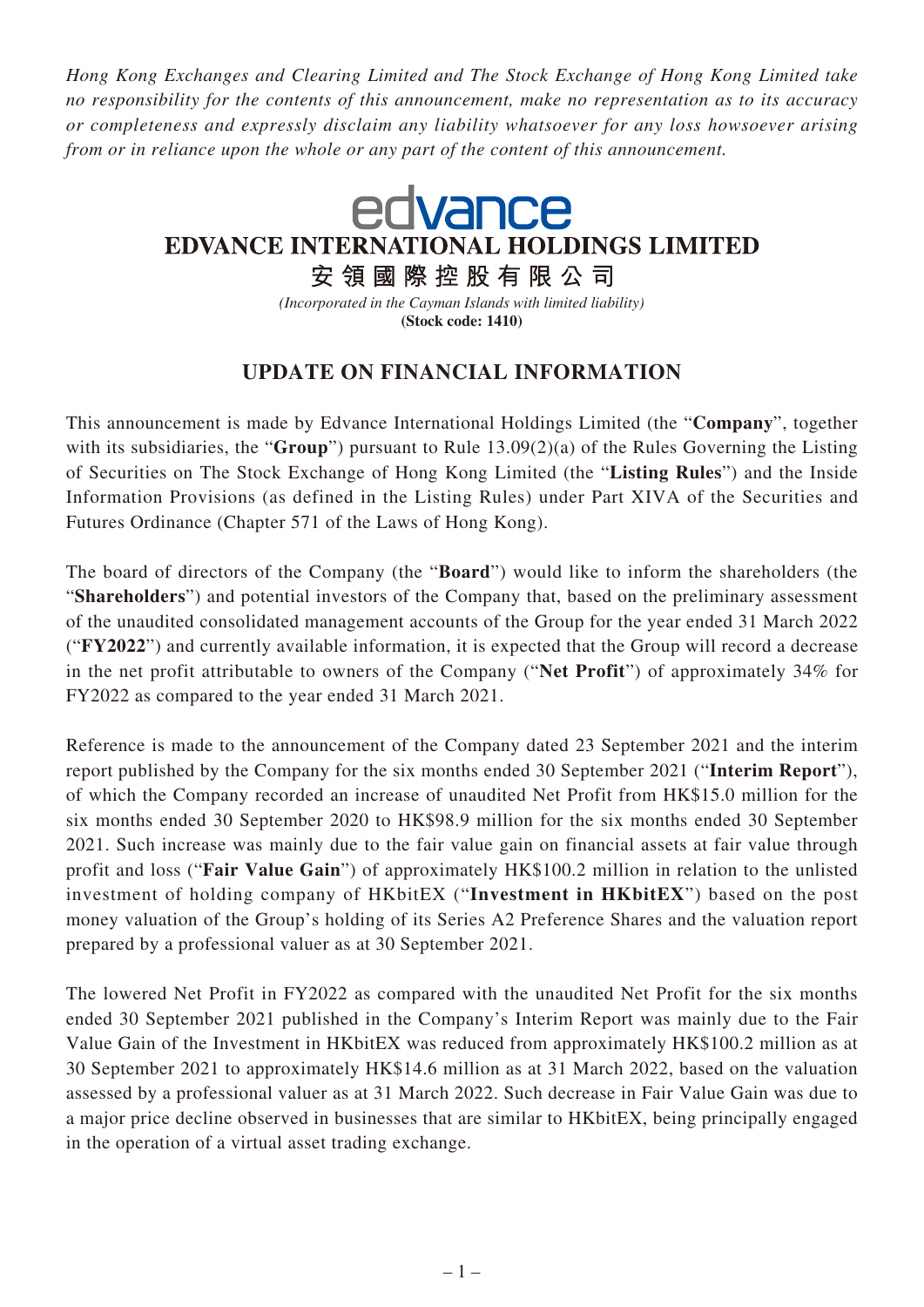*Hong Kong Exchanges and Clearing Limited and The Stock Exchange of Hong Kong Limited take no responsibility for the contents of this announcement, make no representation as to its accuracy or completeness and expressly disclaim any liability whatsoever for any loss howsoever arising from or in reliance upon the whole or any part of the content of this announcement.*

edvance

# EDVANCE INTERNATIONAL HOLDINGS LIMITED

**安領國際控股有限公司**

*(Incorporated in the Cayman Islands with limited liability)*

**(Stock code: 1410)**

## UPDATE ON FINANCIAL INFORMATION

This announcement is made by Edvance International Holdings Limited (the "**Company**", together with its subsidiaries, the "**Group**") pursuant to Rule 13.09(2)(a) of the Rules Governing the Listing of Securities on The Stock Exchange of Hong Kong Limited (the "**Listing Rules**") and the Inside Information Provisions (as defined in the Listing Rules) under Part XIVA of the Securities and Futures Ordinance (Chapter 571 of the Laws of Hong Kong).

The board of directors of the Company (the "**Board**") would like to inform the shareholders (the "**Shareholders**") and potential investors of the Company that, based on the preliminary assessment of the unaudited consolidated management accounts of the Group for the year ended 31 March 2022 ("**FY2022**") and currently available information, it is expected that the Group will record a decrease in the net profit attributable to owners of the Company ("**Net Profit**") of approximately 34% for FY2022 as compared to the year ended 31 March 2021.

Reference is made to the announcement of the Company dated 23 September 2021 and the interim report published by the Company for the six months ended 30 September 2021 ("**Interim Report**"), of which the Company recorded an increase of unaudited Net Profit from HK$15.0 million for the six months ended 30 September 2020 to HK$98.9 million for the six months ended 30 September 2021. Such increase was mainly due to the fair value gain on financial assets at fair value through profit and loss ("**Fair Value Gain**") of approximately HK$100.2 million in relation to the unlisted investment of holding company of HKbitEX ("**Investment in HKbitEX**") based on the post money valuation of the Group's holding of its Series A2 Preference Shares and the valuation report prepared by a professional valuer as at 30 September 2021.

The lowered Net Profit in FY2022 as compared with the unaudited Net Profit for the six months ended 30 September 2021 published in the Company's Interim Report was mainly due to the Fair Value Gain of the Investment in HKbitEX was reduced from approximately HK$100.2 million as at 30 September 2021 to approximately HK$14.6 million as at 31 March 2022, based on the valuation assessed by a professional valuer as at 31 March 2022. Such decrease in Fair Value Gain was due to a major price decline observed in businesses that are similar to HKbitEX, being principally engaged in the operation of a virtual asset trading exchange.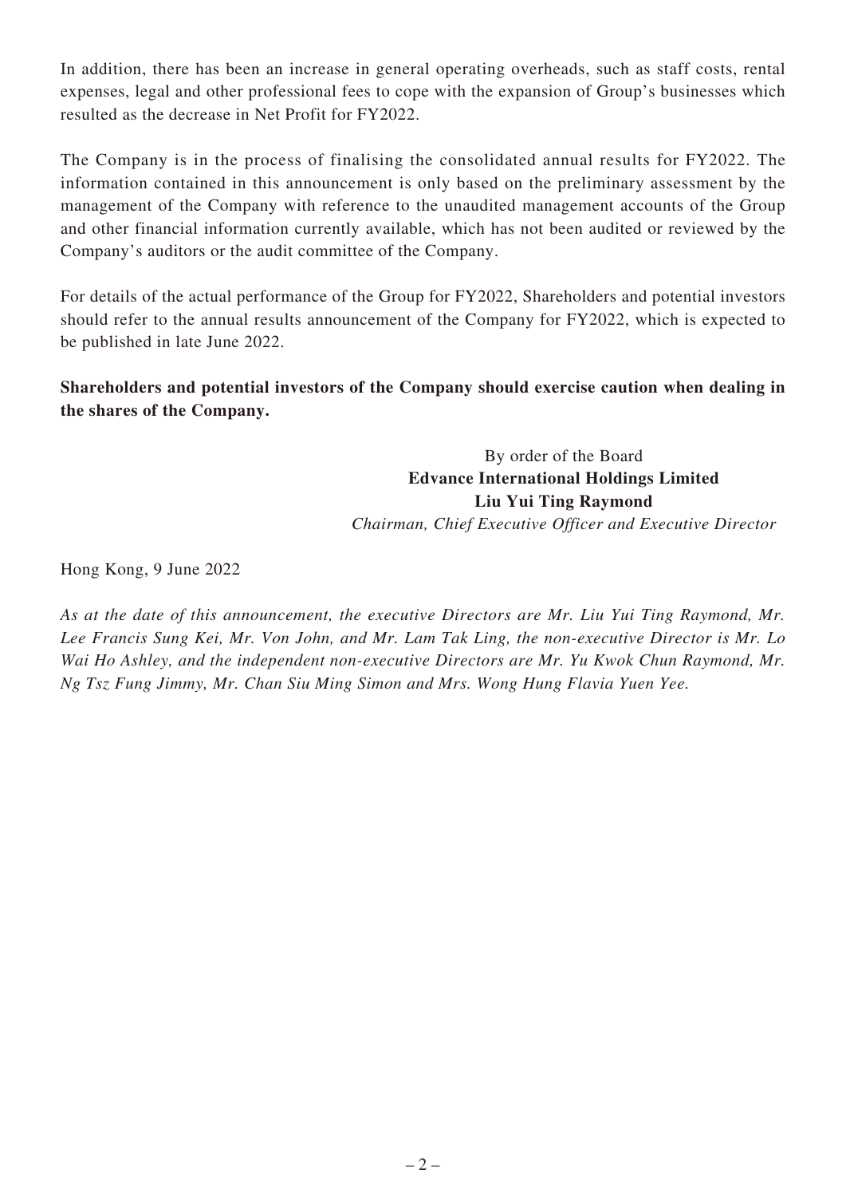In addition, there has been an increase in general operating overheads, such as staff costs, rental expenses, legal and other professional fees to cope with the expansion of Group's businesses which resulted as the decrease in Net Profit for FY2022.

The Company is in the process of finalising the consolidated annual results for FY2022. The information contained in this announcement is only based on the preliminary assessment by the management of the Company with reference to the unaudited management accounts of the Group and other financial information currently available, which has not been audited or reviewed by the Company's auditors or the audit committee of the Company.

For details of the actual performance of the Group for FY2022, Shareholders and potential investors should refer to the annual results announcement of the Company for FY2022, which is expected to be published in late June 2022.

**Shareholders and potential investors of the Company should exercise caution when dealing in the shares of the Company.**

By order of the Board
**Edvance International Holdings Limited**
**Liu Yui Ting Raymond**
*Chairman, Chief Executive Officer and Executive Director*

Hong Kong, 9 June 2022

*As at the date of this announcement, the executive Directors are Mr. Liu Yui Ting Raymond, Mr. Lee Francis Sung Kei, Mr. Von John, and Mr. Lam Tak Ling, the non-executive Director is Mr. Lo Wai Ho Ashley, and the independent non-executive Directors are Mr. Yu Kwok Chun Raymond, Mr. Ng Tsz Fung Jimmy, Mr. Chan Siu Ming Simon and Mrs. Wong Hung Flavia Yuen Yee.*